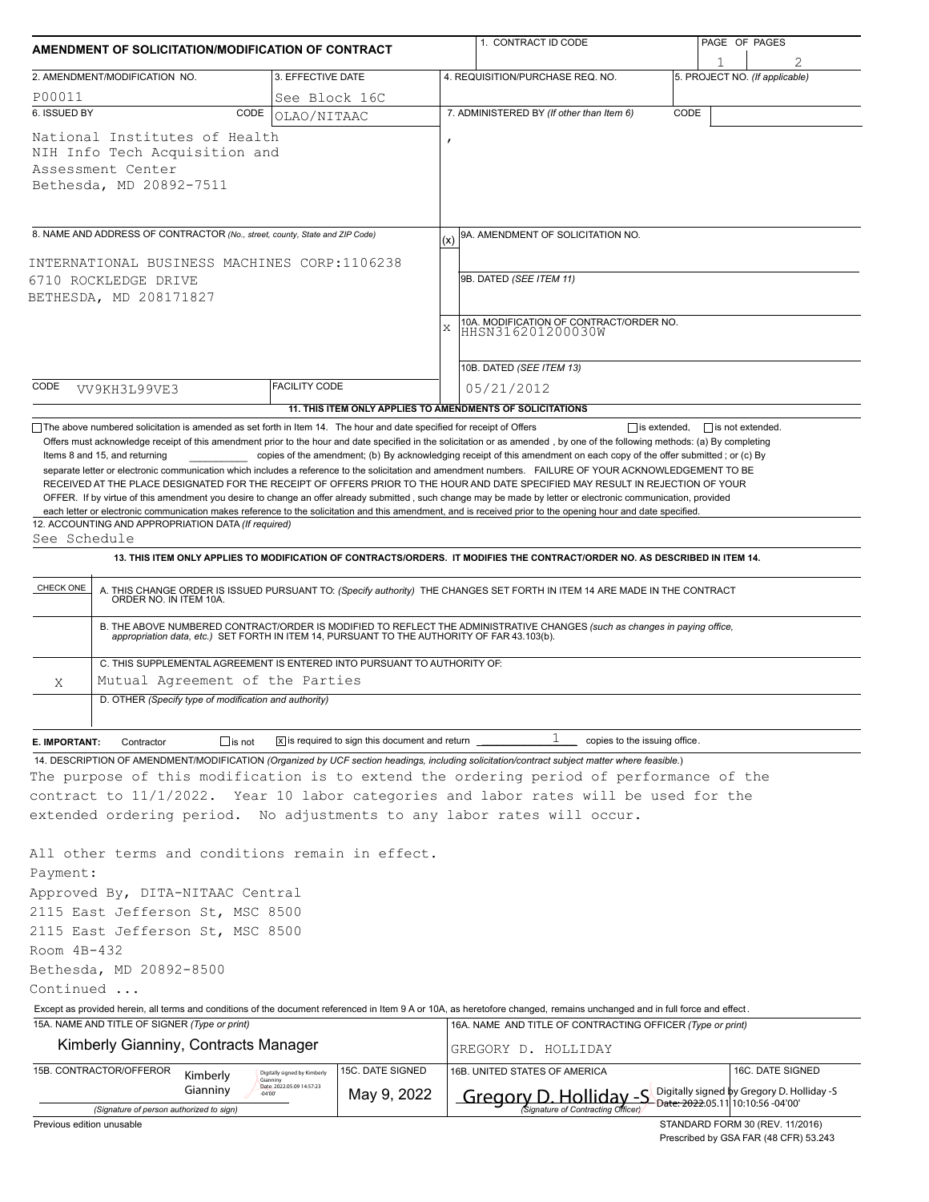# AMENDMENT OF SOLICITATION/MODIFICATION OF CONTRACT

| 1. CONTRACT ID CODE | PAGE OF PAGES |
|---|---|
| | 1 / 2 |

| 2. AMENDMENT/MODIFICATION NO. | 3. EFFECTIVE DATE | 4. REQUISITION/PURCHASE REQ. NO. | 5. PROJECT NO. (If applicable) |
|---|---|---|---|
| P00011 | See Block 16C | | |

| 6. ISSUED BY CODE OLAO/NITAAC | 7. ADMINISTERED BY (If other than Item 6) CODE |
|---|---|
| National Institutes of Health<br>NIH Info Tech Acquisition and<br>Assessment Center<br>Bethesda, MD 20892-7511 | , |

**8. NAME AND ADDRESS OF CONTRACTOR** (No., street, county, State and ZIP Code)

INTERNATIONAL BUSINESS MACHINES CORP:1106238
6710 ROCKLEDGE DRIVE
BETHESDA, MD 208171827

CODE VV9KH3L99VE3 | FACILITY CODE

(x) 9A. AMENDMENT OF SOLICITATION NO.

9B. DATED (SEE ITEM 11)

X 10A. MODIFICATION OF CONTRACT/ORDER NO. HHSN316201200030W

10B. DATED (SEE ITEM 13) 05/21/2012

**11. THIS ITEM ONLY APPLIES TO AMENDMENTS OF SOLICITATIONS**

☐ The above numbered solicitation is amended as set forth in Item 14. The hour and date specified for receipt of Offers ☐ is extended, ☐ is not extended.

Offers must acknowledge receipt of this amendment prior to the hour and date specified in the solicitation or as amended , by one of the following methods: (a) By completing Items 8 and 15, and returning \_\_\_\_\_\_\_\_\_\_ copies of the amendment; (b) By acknowledging receipt of this amendment on each copy of the offer submitted ; or (c) By separate letter or electronic communication which includes a reference to the solicitation and amendment numbers. FAILURE OF YOUR ACKNOWLEDGEMENT TO BE RECEIVED AT THE PLACE DESIGNATED FOR THE RECEIPT OF OFFERS PRIOR TO THE HOUR AND DATE SPECIFIED MAY RESULT IN REJECTION OF YOUR OFFER. If by virtue of this amendment you desire to change an offer already submitted , such change may be made by letter or electronic communication, provided each letter or electronic communication makes reference to the solicitation and this amendment, and is received prior to the opening hour and date specified.

**12. ACCOUNTING AND APPROPRIATION DATA** (If required)
See Schedule

**13. THIS ITEM ONLY APPLIES TO MODIFICATION OF CONTRACTS/ORDERS. IT MODIFIES THE CONTRACT/ORDER NO. AS DESCRIBED IN ITEM 14.**

| CHECK ONE | |
|---|---|
| | A. THIS CHANGE ORDER IS ISSUED PURSUANT TO: (Specify authority) THE CHANGES SET FORTH IN ITEM 14 ARE MADE IN THE CONTRACT ORDER NO. IN ITEM 10A. |
| | B. THE ABOVE NUMBERED CONTRACT/ORDER IS MODIFIED TO REFLECT THE ADMINISTRATIVE CHANGES (such as changes in paying office, appropriation data, etc.) SET FORTH IN ITEM 14, PURSUANT TO THE AUTHORITY OF FAR 43.103(b). |
| X | C. THIS SUPPLEMENTAL AGREEMENT IS ENTERED INTO PURSUANT TO AUTHORITY OF: Mutual Agreement of the Parties |
| | D. OTHER (Specify type of modification and authority) |

**E. IMPORTANT:** Contractor ☐ is not ☒ is required to sign this document and return 1 copies to the issuing office.

**14. DESCRIPTION OF AMENDMENT/MODIFICATION** (Organized by UCF section headings, including solicitation/contract subject matter where feasible.)

The purpose of this modification is to extend the ordering period of performance of the contract to 11/1/2022. Year 10 labor categories and labor rates will be used for the extended ordering period. No adjustments to any labor rates will occur.

All other terms and conditions remain in effect.

Payment:
Approved By, DITA-NITAAC Central
2115 East Jefferson St, MSC 8500
2115 East Jefferson St, MSC 8500
Room 4B-432
Bethesda, MD 20892-8500
Continued ...

Except as provided herein, all terms and conditions of the document referenced in Item 9 A or 10A, as heretofore changed, remains unchanged and in full force and effect.

| 15A. NAME AND TITLE OF SIGNER (Type or print) | | 16A. NAME AND TITLE OF CONTRACTING OFFICER (Type or print) | |
|---|---|---|---|
| Kimberly Gianniny, Contracts Manager | | GREGORY D. HOLLIDAY | |
| 15B. CONTRACTOR/OFFEROR<br>Kimberly Gianniny (Digitally signed by Kimberly Gianniny Date: 2022.05.09 14:57:23 -04'00')<br>(Signature of person authorized to sign) | 15C. DATE SIGNED<br>May 9, 2022 | 16B. UNITED STATES OF AMERICA<br>Gregory D. Holliday -S (Digitally signed by Gregory D. Holliday -S Date: 2022.05.11 10:10:56 -04'00')<br>(Signature of Contracting Officer) | 16C. DATE SIGNED |

Previous edition unusable

STANDARD FORM 30 (REV. 11/2016)
Prescribed by GSA FAR (48 CFR) 53.243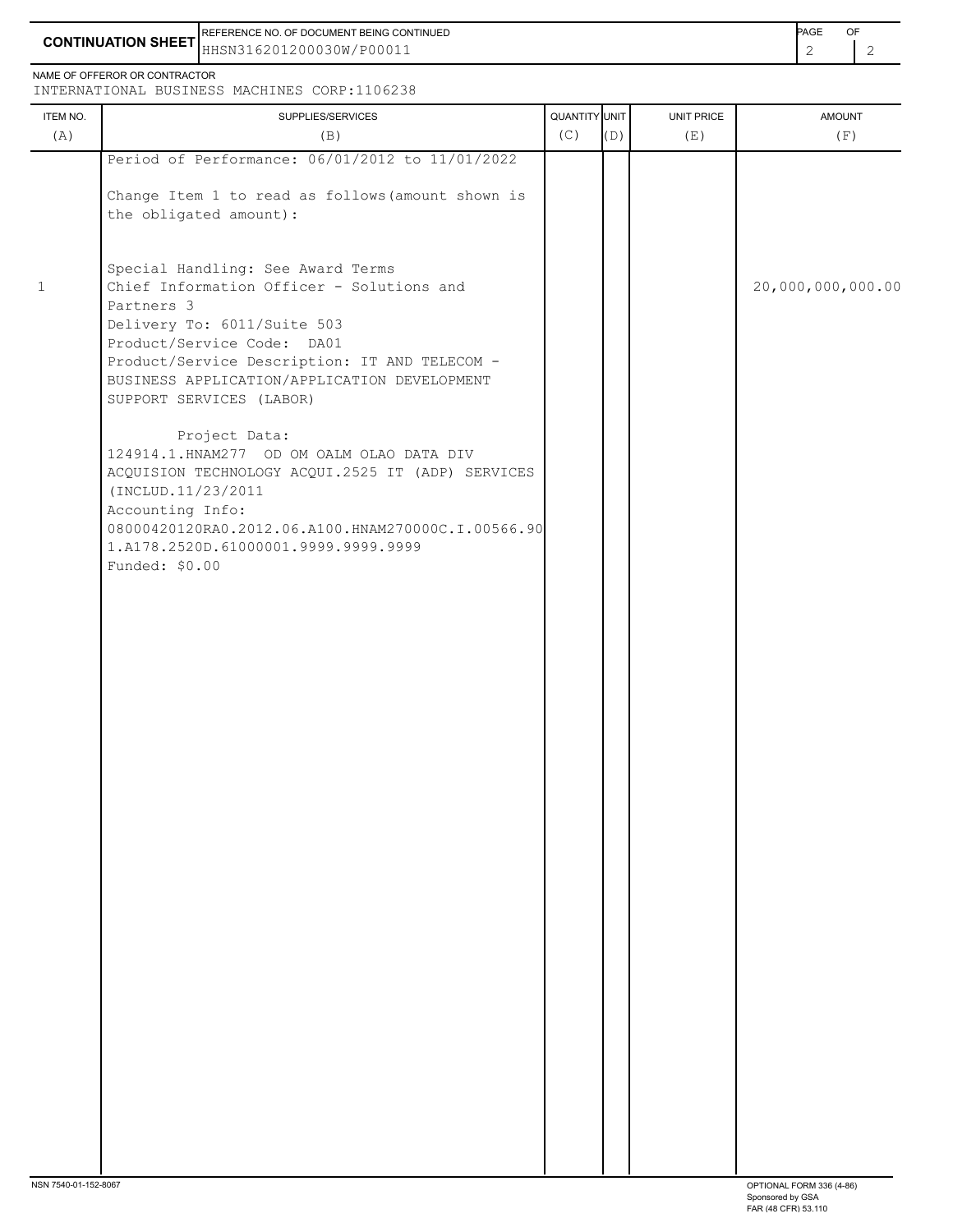**CONTINUATION SHEET**

REFERENCE NO. OF DOCUMENT BEING CONTINUED
HHSN316201200030W/P00011

NAME OF OFFEROR OR CONTRACTOR
INTERNATIONAL BUSINESS MACHINES CORP:1106238

| ITEM NO. (A) | SUPPLIES/SERVICES (B) | QUANTITY (C) | UNIT (D) | UNIT PRICE (E) | AMOUNT (F) |
|---|---|---|---|---|---|
| | Period of Performance: 06/01/2012 to 11/01/2022<br><br>Change Item 1 to read as follows(amount shown is the obligated amount):<br><br>Special Handling: See Award Terms | | | | |
| 1 | Chief Information Officer - Solutions and Partners 3<br>Delivery To: 6011/Suite 503<br>Product/Service Code: DA01<br>Product/Service Description: IT AND TELECOM - BUSINESS APPLICATION/APPLICATION DEVELOPMENT SUPPORT SERVICES (LABOR)<br><br>Project Data:<br>124914.1.HNAM277 OD OM OALM OLAO DATA DIV ACQUISION TECHNOLOGY ACQUI.2525 IT (ADP) SERVICES (INCLUD.11/23/2011<br>Accounting Info:<br>08000420120RA0.2012.06.A100.HNAM270000C.I.00566.901.A178.2520D.61000001.9999.9999.9999<br>Funded: $0.00 | | | | 20,000,000,000.00 |

NSN 7540-01-152-8067

OPTIONAL FORM 336 (4-86)
Sponsored by GSA
FAR (48 CFR) 53.110